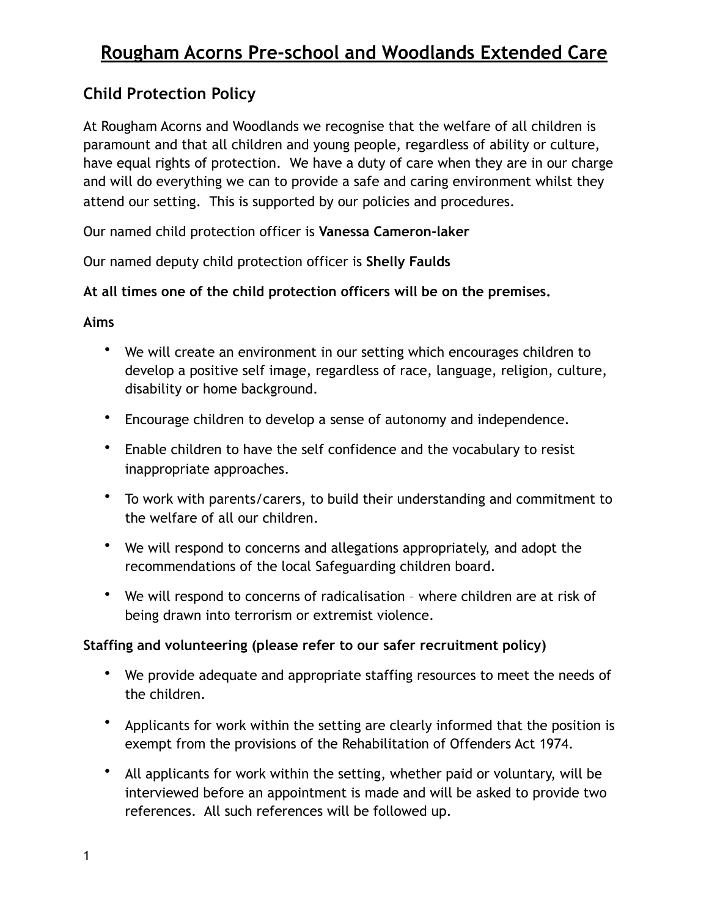# Rougham Acorns Pre-school and Woodlands Extended Care

## Child Protection Policy

At Rougham Acorns and Woodlands we recognise that the welfare of all children is paramount and that all children and young people, regardless of ability or culture, have equal rights of protection. We have a duty of care when they are in our charge and will do everything we can to provide a safe and caring environment whilst they attend our setting. This is supported by our policies and procedures.

Our named child protection officer is **Vanessa Cameron-laker**

Our named deputy child protection officer is **Shelly Faulds**

**At all times one of the child protection officers will be on the premises.**

**Aims**

- We will create an environment in our setting which encourages children to develop a positive self image, regardless of race, language, religion, culture, disability or home background.
- Encourage children to develop a sense of autonomy and independence.
- Enable children to have the self confidence and the vocabulary to resist inappropriate approaches.
- To work with parents/carers, to build their understanding and commitment to the welfare of all our children.
- We will respond to concerns and allegations appropriately, and adopt the recommendations of the local Safeguarding children board.
- We will respond to concerns of radicalisation – where children are at risk of being drawn into terrorism or extremist violence.

**Staffing and volunteering (please refer to our safer recruitment policy)**

- We provide adequate and appropriate staffing resources to meet the needs of the children.
- Applicants for work within the setting are clearly informed that the position is exempt from the provisions of the Rehabilitation of Offenders Act 1974.
- All applicants for work within the setting, whether paid or voluntary, will be interviewed before an appointment is made and will be asked to provide two references. All such references will be followed up.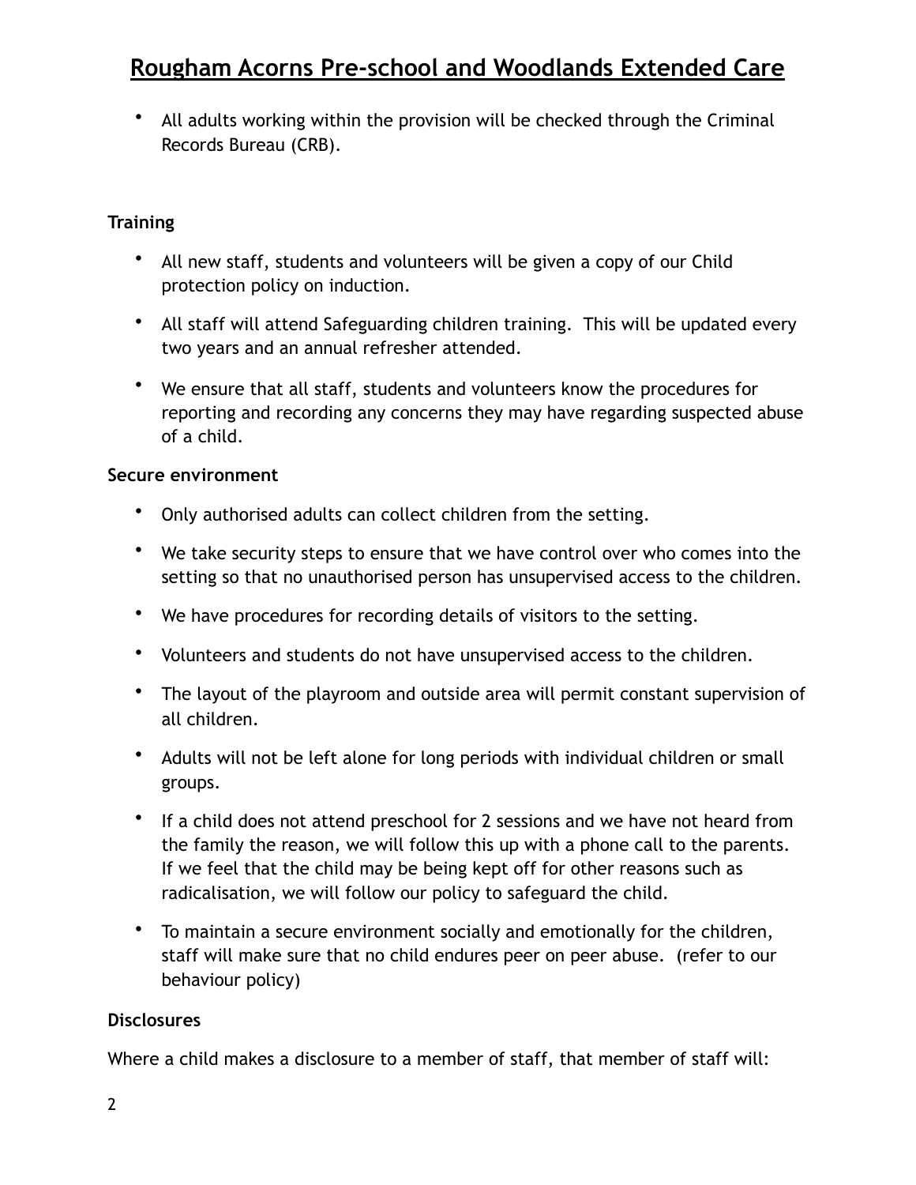- All adults working within the provision will be checked through the Criminal Records Bureau (CRB).

**Training**

- All new staff, students and volunteers will be given a copy of our Child protection policy on induction.
- All staff will attend Safeguarding children training. This will be updated every two years and an annual refresher attended.
- We ensure that all staff, students and volunteers know the procedures for reporting and recording any concerns they may have regarding suspected abuse of a child.

**Secure environment**

- Only authorised adults can collect children from the setting.
- We take security steps to ensure that we have control over who comes into the setting so that no unauthorised person has unsupervised access to the children.
- We have procedures for recording details of visitors to the setting.
- Volunteers and students do not have unsupervised access to the children.
- The layout of the playroom and outside area will permit constant supervision of all children.
- Adults will not be left alone for long periods with individual children or small groups.
- If a child does not attend preschool for 2 sessions and we have not heard from the family the reason, we will follow this up with a phone call to the parents. If we feel that the child may be being kept off for other reasons such as radicalisation, we will follow our policy to safeguard the child.
- To maintain a secure environment socially and emotionally for the children, staff will make sure that no child endures peer on peer abuse. (refer to our behaviour policy)

**Disclosures**

Where a child makes a disclosure to a member of staff, that member of staff will: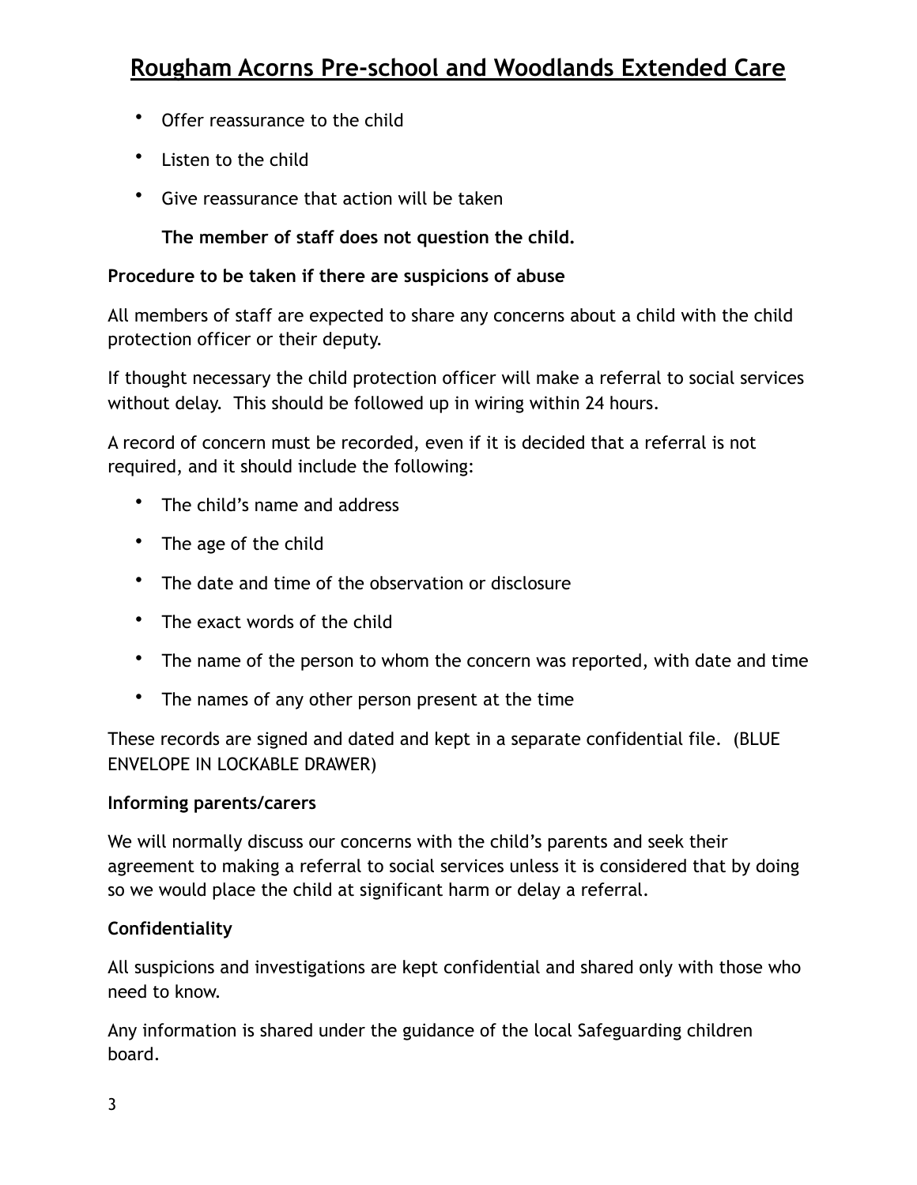- Offer reassurance to the child
- Listen to the child
- Give reassurance that action will be taken

**The member of staff does not question the child.**

**Procedure to be taken if there are suspicions of abuse**

All members of staff are expected to share any concerns about a child with the child protection officer or their deputy.

If thought necessary the child protection officer will make a referral to social services without delay. This should be followed up in wiring within 24 hours.

A record of concern must be recorded, even if it is decided that a referral is not required, and it should include the following:

- The child's name and address
- The age of the child
- The date and time of the observation or disclosure
- The exact words of the child
- The name of the person to whom the concern was reported, with date and time
- The names of any other person present at the time

These records are signed and dated and kept in a separate confidential file. (BLUE ENVELOPE IN LOCKABLE DRAWER)

**Informing parents/carers**

We will normally discuss our concerns with the child's parents and seek their agreement to making a referral to social services unless it is considered that by doing so we would place the child at significant harm or delay a referral.

**Confidentiality**

All suspicions and investigations are kept confidential and shared only with those who need to know.

Any information is shared under the guidance of the local Safeguarding children board.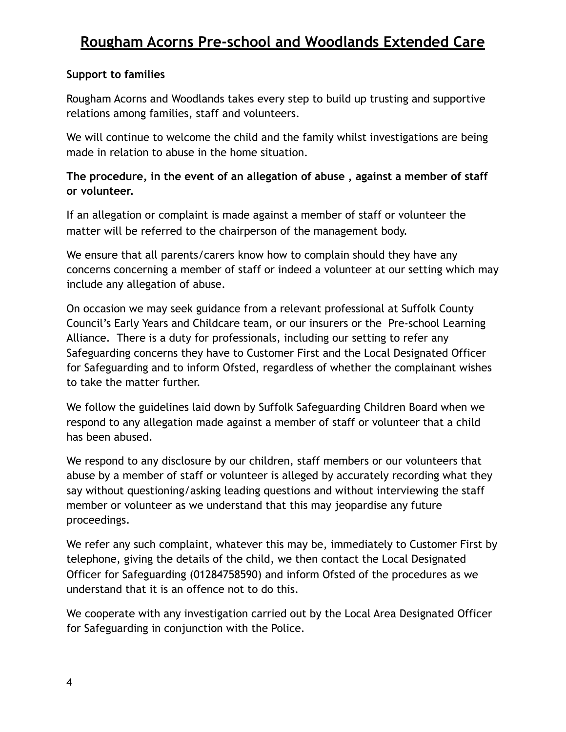**Support to families**

Rougham Acorns and Woodlands takes every step to build up trusting and supportive relations among families, staff and volunteers.

We will continue to welcome the child and the family whilst investigations are being made in relation to abuse in the home situation.

**The procedure, in the event of an allegation of abuse , against a member of staff or volunteer.**

If an allegation or complaint is made against a member of staff or volunteer the matter will be referred to the chairperson of the management body.

We ensure that all parents/carers know how to complain should they have any concerns concerning a member of staff or indeed a volunteer at our setting which may include any allegation of abuse.

On occasion we may seek guidance from a relevant professional at Suffolk County Council's Early Years and Childcare team, or our insurers or the Pre-school Learning Alliance. There is a duty for professionals, including our setting to refer any Safeguarding concerns they have to Customer First and the Local Designated Officer for Safeguarding and to inform Ofsted, regardless of whether the complainant wishes to take the matter further.

We follow the guidelines laid down by Suffolk Safeguarding Children Board when we respond to any allegation made against a member of staff or volunteer that a child has been abused.

We respond to any disclosure by our children, staff members or our volunteers that abuse by a member of staff or volunteer is alleged by accurately recording what they say without questioning/asking leading questions and without interviewing the staff member or volunteer as we understand that this may jeopardise any future proceedings.

We refer any such complaint, whatever this may be, immediately to Customer First by telephone, giving the details of the child, we then contact the Local Designated Officer for Safeguarding (01284758590) and inform Ofsted of the procedures as we understand that it is an offence not to do this.

We cooperate with any investigation carried out by the Local Area Designated Officer for Safeguarding in conjunction with the Police.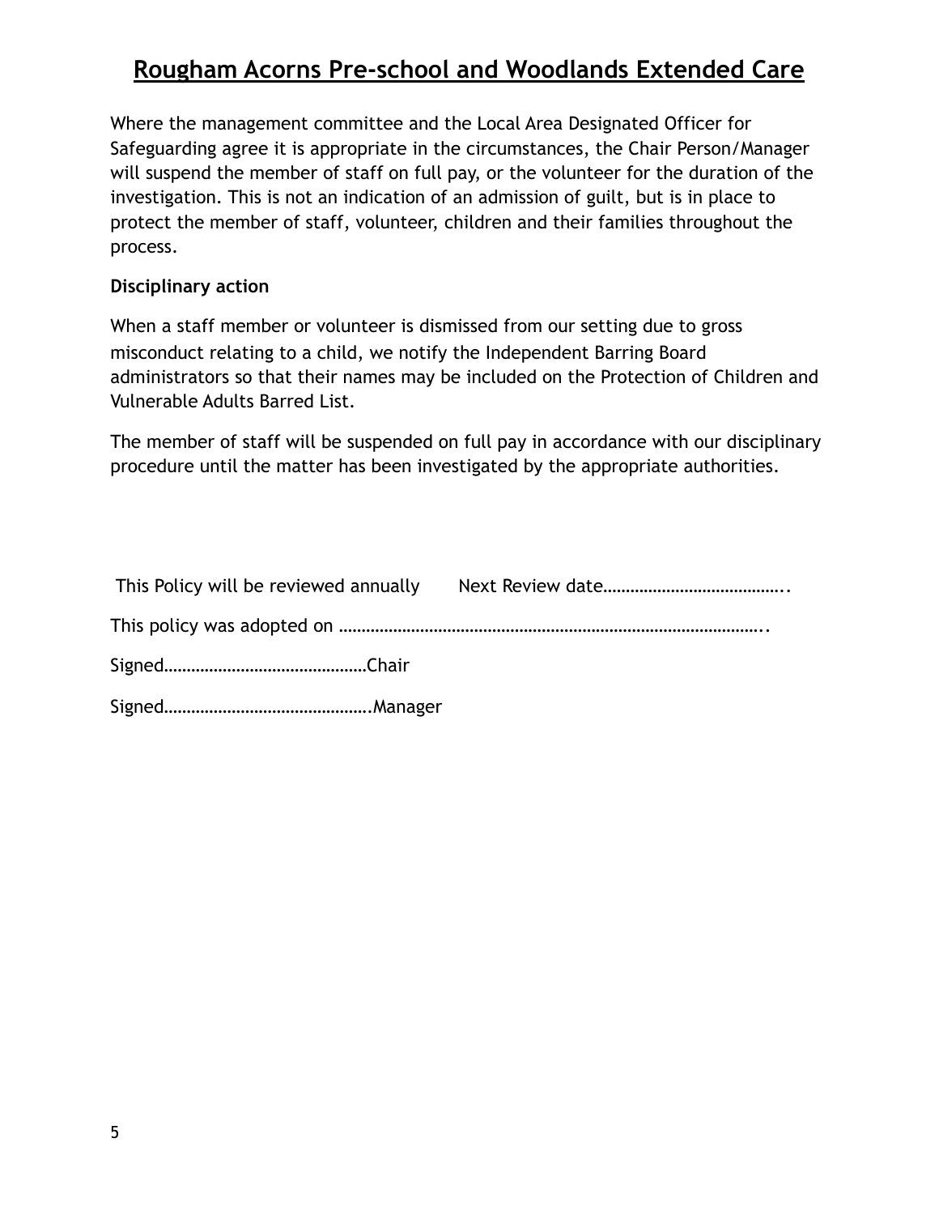Where the management committee and the Local Area Designated Officer for Safeguarding agree it is appropriate in the circumstances, the Chair Person/Manager will suspend the member of staff on full pay, or the volunteer for the duration of the investigation. This is not an indication of an admission of guilt, but is in place to protect the member of staff, volunteer, children and their families throughout the process.

**Disciplinary action**

When a staff member or volunteer is dismissed from our setting due to gross misconduct relating to a child, we notify the Independent Barring Board administrators so that their names may be included on the Protection of Children and Vulnerable Adults Barred List.

The member of staff will be suspended on full pay in accordance with our disciplinary procedure until the matter has been investigated by the appropriate authorities.

This Policy will be reviewed annually Next Review date…………………………………..

This policy was adopted on ……………………………………………………………………………………..

Signed………………………………………Chair

Signed……………………………………….Manager